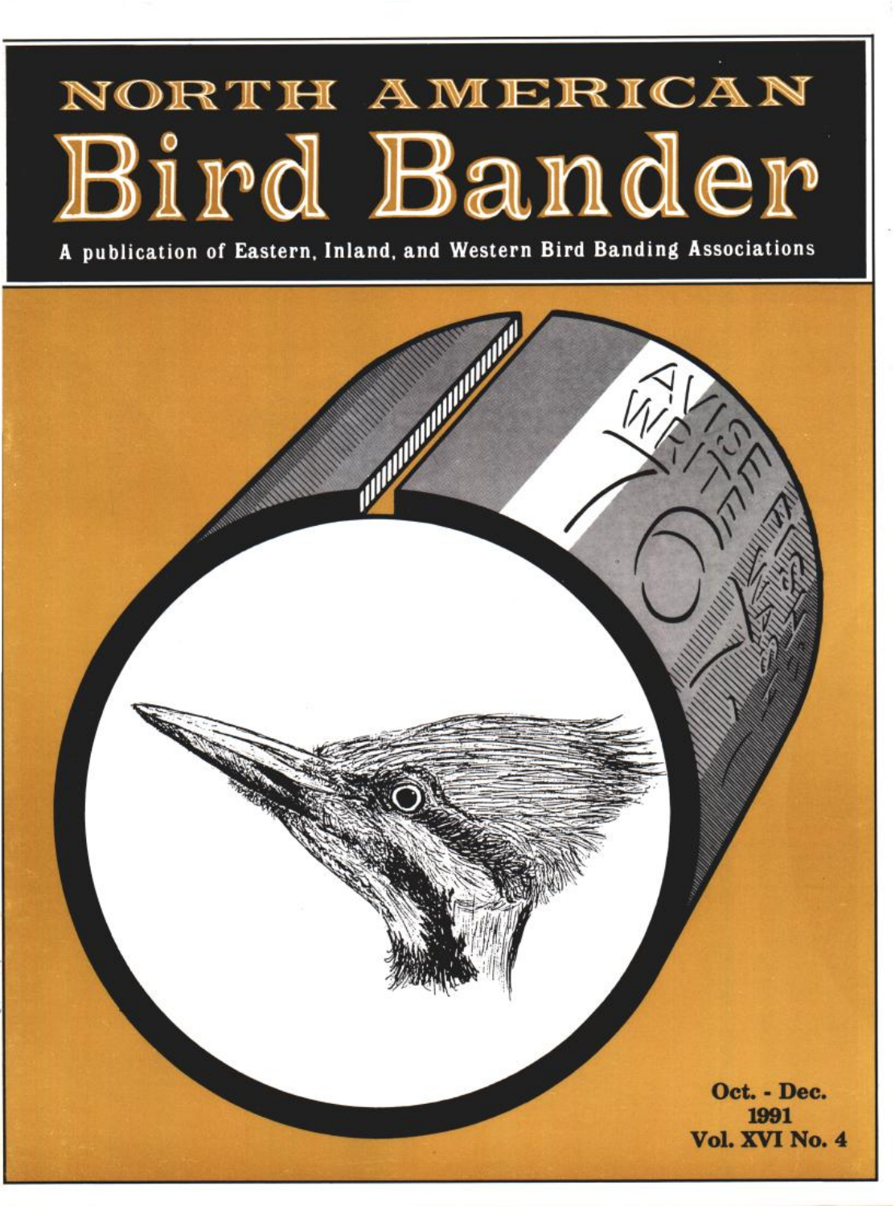# NORTH AMERICAN Bird Bander

A publication of Eastern, Inland, and Western Bird Banding Associations

Oct. - Dec.
1991
Vol. XVI No. 4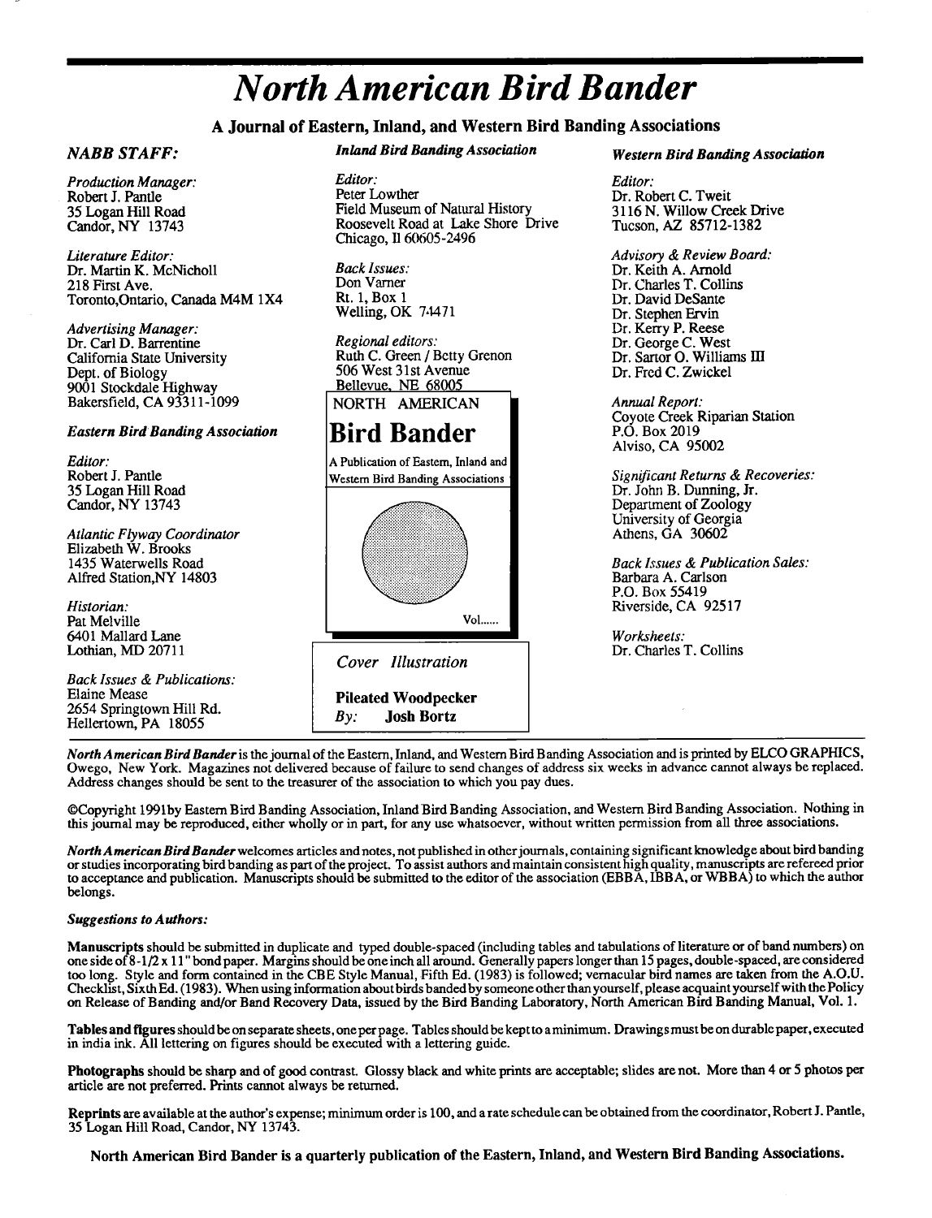# North American Bird Bander

**A Journal of Eastern, Inland, and Western Bird Banding Associations**

### *NABB STAFF:*

*Production Manager:*
Robert J. Pantle
35 Logan Hill Road
Candor, NY 13743

*Literature Editor:*
Dr. Martin K. McNicholl
218 First Ave.
Toronto,Ontario, Canada M4M 1X4

*Advertising Manager:*
Dr. Carl D. Barrentine
California State University
Dept. of Biology
9001 Stockdale Highway
Bakersfield, CA 93311-1099

### *Eastern Bird Banding Association*

*Editor:*
Robert J. Pantle
35 Logan Hill Road
Candor, NY 13743

*Atlantic Flyway Coordinator*
Elizabeth W. Brooks
1435 Waterwells Road
Alfred Station,NY 14803

*Historian:*
Pat Melville
6401 Mallard Lane
Lothian, MD 20711

*Back Issues & Publications:*
Elaine Mease
2654 Springtown Hill Rd.
Hellertown, PA 18055

### *Inland Bird Banding Association*

*Editor:*
Peter Lowther
Field Museum of Natural History
Roosevelt Road at Lake Shore Drive
Chicago, Il 60605-2496

*Back Issues:*
Don Varner
Rt. 1, Box 1
Welling, OK 74471

*Regional editors:*
Ruth C. Green / Betty Grenon
506 West 31st Avenue
Bellevue, NE 68005

NORTH AMERICAN
**Bird Bander**
A Publication of Eastern, Inland and Western Bird Banding Associations
Vol......

*Cover Illustration*

**Pileated Woodpecker**
*By:* **Josh Bortz**

### *Western Bird Banding Association*

*Editor:*
Dr. Robert C. Tweit
3116 N. Willow Creek Drive
Tucson, AZ 85712-1382

*Advisory & Review Board:*
Dr. Keith A. Arnold
Dr. Charles T. Collins
Dr. David DeSante
Dr. Stephen Ervin
Dr. Kerry P. Reese
Dr. George C. West
Dr. Sartor O. Williams III
Dr. Fred C. Zwickel

*Annual Report:*
Coyote Creek Riparian Station
P.O. Box 2019
Alviso, CA 95002

*Significant Returns & Recoveries:*
Dr. John B. Dunning, Jr.
Department of Zoology
University of Georgia
Athens, GA 30602

*Back Issues & Publication Sales:*
Barbara A. Carlson
P.O. Box 55419
Riverside, CA 92517

*Worksheets:*
Dr. Charles T. Collins

---

***North American Bird Bander*** is the journal of the Eastern, Inland, and Western Bird Banding Association and is printed by ELCO GRAPHICS, Owego, New York. Magazines not delivered because of failure to send changes of address six weeks in advance cannot always be replaced. Address changes should be sent to the treasurer of the association to which you pay dues.

©Copyright 1991by Eastern Bird Banding Association, Inland Bird Banding Association, and Western Bird Banding Association. Nothing in this journal may be reproduced, either wholly or in part, for any use whatsoever, without written permission from all three associations.

***North American Bird Bander*** welcomes articles and notes, not published in other journals, containing significant knowledge about bird banding or studies incorporating bird banding as part of the project. To assist authors and maintain consistent high quality, manuscripts are refereed prior to acceptance and publication. Manuscripts should be submitted to the editor of the association (EBBA, IBBA, or WBBA) to which the author belongs.

***Suggestions to Authors:***

**Manuscripts** should be submitted in duplicate and typed double-spaced (including tables and tabulations of literature or of band numbers) on one side of 8-1/2 x 11" bond paper. Margins should be one inch all around. Generally papers longer than 15 pages, double-spaced, are considered too long. Style and form contained in the CBE Style Manual, Fifth Ed. (1983) is followed; vernacular bird names are taken from the A.O.U. Checklist, Sixth Ed. (1983). When using information about birds banded by someone other than yourself, please acquaint yourself with the Policy on Release of Banding and/or Band Recovery Data, issued by the Bird Banding Laboratory, North American Bird Banding Manual, Vol. 1.

**Tables and figures** should be on separate sheets, one per page. Tables should be kept to a minimum. Drawings must be on durable paper, executed in india ink. All lettering on figures should be executed with a lettering guide.

**Photographs** should be sharp and of good contrast. Glossy black and white prints are acceptable; slides are not. More than 4 or 5 photos per article are not preferred. Prints cannot always be returned.

**Reprints** are available at the author's expense; minimum order is 100, and a rate schedule can be obtained from the coordinator, Robert J. Pantle, 35 Logan Hill Road, Candor, NY 13743.

**North American Bird Bander is a quarterly publication of the Eastern, Inland, and Western Bird Banding Associations.**